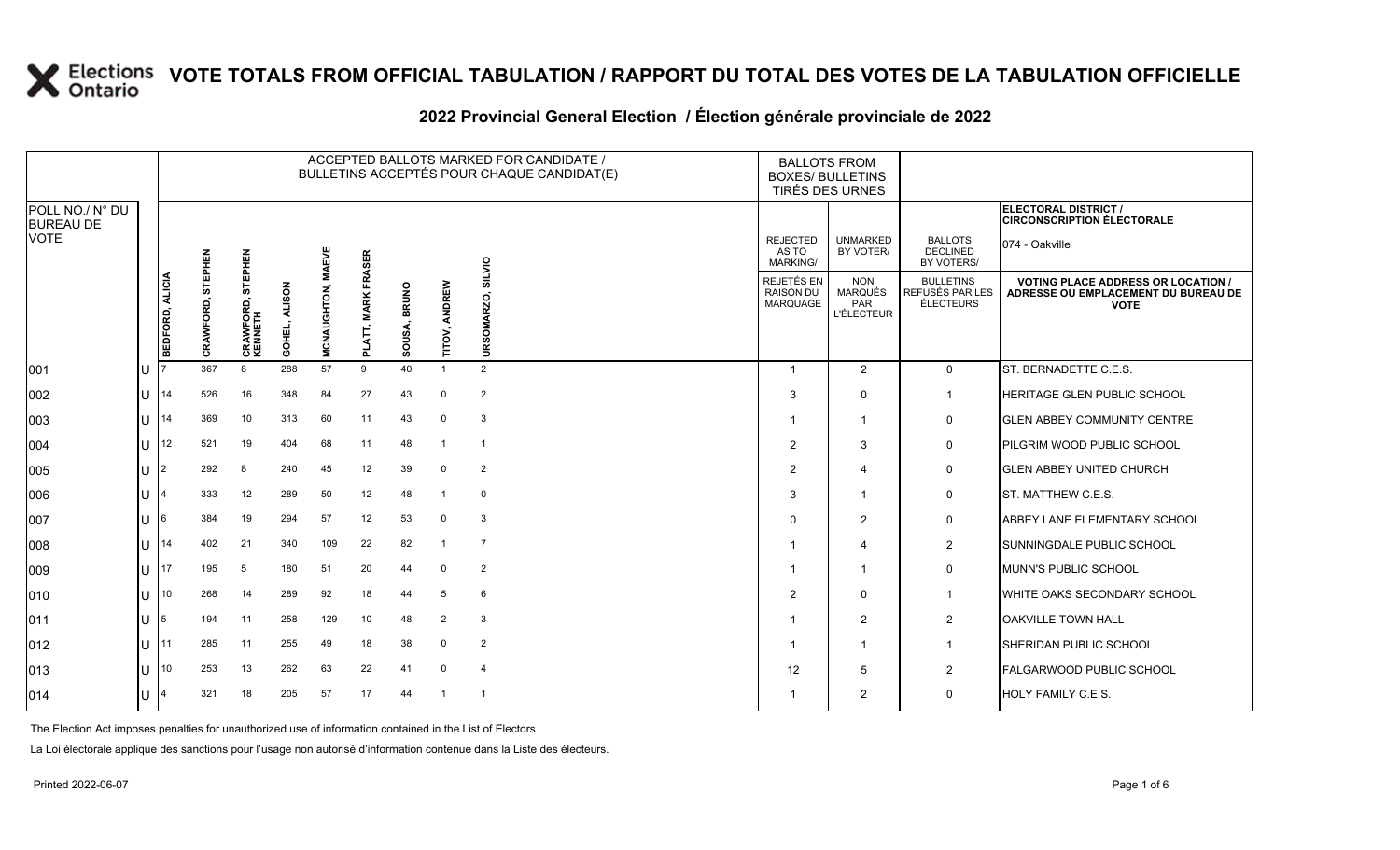# VOTE TOTALS FROM OFFICIAL TABULATION / RAPPORT DU TOTAL DES VOTES DE LA TABULATION OFFICIELLE

## 2022 Provincial General Election / Élection générale provinciale de 2022

ELECTORAL DISTRICT / CIRCONSCRIPTION ÉLECTORALE: 074 - Oakville

| POLL NO./ N° DU BUREAU DE VOTE | | ACCEPTED BALLOTS MARKED FOR CANDIDATE / BULLETINS ACCEPTÉS POUR CHAQUE CANDIDAT(E) | | | | | | | | | BALLOTS FROM BOXES/ BULLETINS TIRÉS DES URNES | | | |
|---|---|---|---|---|---|---|---|---|---|---|---|---|---|---|
| | | BEDFORD, ALICIA | CRAWFORD, STEPHEN | CRAWFORD, STEPHEN KENNETH | GOHEL, ALISON | MCNAUGHTON, MAEVE | PLATT, MARK FRASER | SOUSA, BRUNO | TITOV, ANDREW | URSOMARZO, SILVIO | REJECTED AS TO MARKING/ REJETÉS EN RAISON DU MARQUAGE | UNMARKED BY VOTER/ NON MARQUÉS PAR L'ÉLECTEUR | BALLOTS DECLINED BY VOTERS/ BULLETINS REFUSÉS PAR LES ÉLECTEURS | VOTING PLACE ADDRESS OR LOCATION / ADRESSE OU EMPLACEMENT DU BUREAU DE VOTE |
| 001 | U | 7 | 367 | 8 | 288 | 57 | 9 | 40 | 1 | 2 | 1 | 2 | 0 | ST. BERNADETTE C.E.S. |
| 002 | U | 14 | 526 | 16 | 348 | 84 | 27 | 43 | 0 | 2 | 3 | 0 | 1 | HERITAGE GLEN PUBLIC SCHOOL |
| 003 | U | 14 | 369 | 10 | 313 | 60 | 11 | 43 | 0 | 3 | 1 | 1 | 0 | GLEN ABBEY COMMUNITY CENTRE |
| 004 | U | 12 | 521 | 19 | 404 | 68 | 11 | 48 | 1 | 1 | 2 | 3 | 0 | PILGRIM WOOD PUBLIC SCHOOL |
| 005 | U | 2 | 292 | 8 | 240 | 45 | 12 | 39 | 0 | 2 | 2 | 4 | 0 | GLEN ABBEY UNITED CHURCH |
| 006 | U | 4 | 333 | 12 | 289 | 50 | 12 | 48 | 1 | 0 | 3 | 1 | 0 | ST. MATTHEW C.E.S. |
| 007 | U | 6 | 384 | 19 | 294 | 57 | 12 | 53 | 0 | 3 | 0 | 2 | 0 | ABBEY LANE ELEMENTARY SCHOOL |
| 008 | U | 14 | 402 | 21 | 340 | 109 | 22 | 82 | 1 | 7 | 1 | 4 | 2 | SUNNINGDALE PUBLIC SCHOOL |
| 009 | U | 17 | 195 | 5 | 180 | 51 | 20 | 44 | 0 | 2 | 1 | 1 | 0 | MUNN'S PUBLIC SCHOOL |
| 010 | U | 10 | 268 | 14 | 289 | 92 | 18 | 44 | 5 | 6 | 2 | 0 | 1 | WHITE OAKS SECONDARY SCHOOL |
| 011 | U | 5 | 194 | 11 | 258 | 129 | 10 | 48 | 2 | 3 | 1 | 2 | 2 | OAKVILLE TOWN HALL |
| 012 | U | 11 | 285 | 11 | 255 | 49 | 18 | 38 | 0 | 2 | 1 | 1 | 1 | SHERIDAN PUBLIC SCHOOL |
| 013 | U | 10 | 253 | 13 | 262 | 63 | 22 | 41 | 0 | 4 | 12 | 5 | 2 | FALGARWOOD PUBLIC SCHOOL |
| 014 | U | 4 | 321 | 18 | 205 | 57 | 17 | 44 | 1 | 1 | 1 | 2 | 0 | HOLY FAMILY C.E.S. |

The Election Act imposes penalties for unauthorized use of information contained in the List of Electors

La Loi électorale applique des sanctions pour l'usage non autorisé d'information contenue dans la Liste des électeurs.

Printed 2022-06-07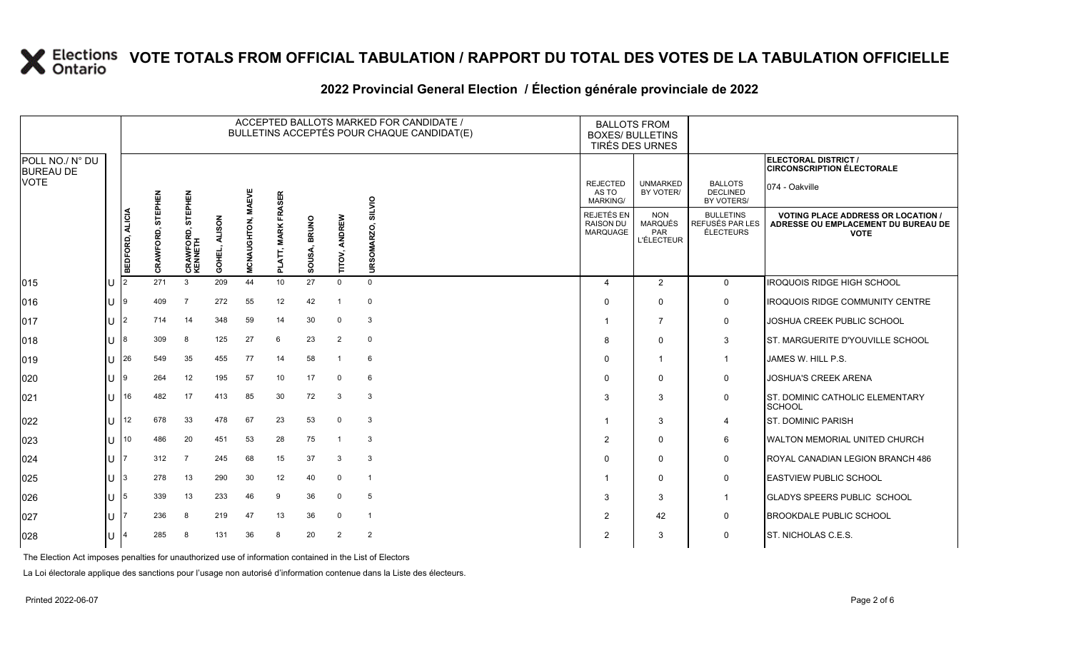# VOTE TOTALS FROM OFFICIAL TABULATION / RAPPORT DU TOTAL DES VOTES DE LA TABULATION OFFICIELLE

## 2022 Provincial General Election / Élection générale provinciale de 2022

ELECTORAL DISTRICT / CIRCONSCRIPTION ÉLECTORALE: 074 - Oakville

| POLL NO./ N° DU BUREAU DE VOTE | | ACCEPTED BALLOTS MARKED FOR CANDIDATE / BULLETINS ACCEPTÉS POUR CHAQUE CANDIDAT(E) | | | | | | | | | BALLOTS FROM BOXES/ BULLETINS TIRÉS DES URNES | | | |
|---|---|---|---|---|---|---|---|---|---|---|---|---|---|---|
| | | BEDFORD, ALICIA | CRAWFORD, STEPHEN | CRAWFORD, STEPHEN KENNETH | GOHEL, ALISON | MCNAUGHTON, MAEVE | PLATT, MARK FRASER | SOUSA, BRUNO | TITOV, ANDREW | URSOMARZO, SILVIO | REJECTED AS TO MARKING/ REJETÉS EN RAISON DU MARQUAGE | UNMARKED BY VOTER/ NON MARQUÉS PAR L'ÉLECTEUR | BALLOTS DECLINED BY VOTERS/ BULLETINS REFUSÉS PAR LES ÉLECTEURS | VOTING PLACE ADDRESS OR LOCATION / ADRESSE OU EMPLACEMENT DU BUREAU DE VOTE |
| 015 | U | 2 | 271 | 3 | 209 | 44 | 10 | 27 | 0 | 0 | 4 | 2 | 0 | IROQUOIS RIDGE HIGH SCHOOL |
| 016 | U | 9 | 409 | 7 | 272 | 55 | 12 | 42 | 1 | 0 | 0 | 0 | 0 | IROQUOIS RIDGE COMMUNITY CENTRE |
| 017 | U | 2 | 714 | 14 | 348 | 59 | 14 | 30 | 0 | 3 | 1 | 7 | 0 | JOSHUA CREEK PUBLIC SCHOOL |
| 018 | U | 8 | 309 | 8 | 125 | 27 | 6 | 23 | 2 | 0 | 8 | 0 | 3 | ST. MARGUERITE D'YOUVILLE SCHOOL |
| 019 | U | 26 | 549 | 35 | 455 | 77 | 14 | 58 | 1 | 6 | 0 | 1 | 1 | JAMES W. HILL P.S. |
| 020 | U | 9 | 264 | 12 | 195 | 57 | 10 | 17 | 0 | 6 | 0 | 0 | 0 | JOSHUA'S CREEK ARENA |
| 021 | U | 16 | 482 | 17 | 413 | 85 | 30 | 72 | 3 | 3 | 3 | 3 | 0 | ST. DOMINIC CATHOLIC ELEMENTARY SCHOOL |
| 022 | U | 12 | 678 | 33 | 478 | 67 | 23 | 53 | 0 | 3 | 1 | 3 | 4 | ST. DOMINIC PARISH |
| 023 | U | 10 | 486 | 20 | 451 | 53 | 28 | 75 | 1 | 3 | 2 | 0 | 6 | WALTON MEMORIAL UNITED CHURCH |
| 024 | U | 7 | 312 | 7 | 245 | 68 | 15 | 37 | 3 | 3 | 0 | 0 | 0 | ROYAL CANADIAN LEGION BRANCH 486 |
| 025 | U | 3 | 278 | 13 | 290 | 30 | 12 | 40 | 0 | 1 | 1 | 0 | 0 | EASTVIEW PUBLIC SCHOOL |
| 026 | U | 5 | 339 | 13 | 233 | 46 | 9 | 36 | 0 | 5 | 3 | 3 | 1 | GLADYS SPEERS PUBLIC SCHOOL |
| 027 | U | 7 | 236 | 8 | 219 | 47 | 13 | 36 | 0 | 1 | 2 | 42 | 0 | BROOKDALE PUBLIC SCHOOL |
| 028 | U | 4 | 285 | 8 | 131 | 36 | 8 | 20 | 2 | 2 | 2 | 3 | 0 | ST. NICHOLAS C.E.S. |

The Election Act imposes penalties for unauthorized use of information contained in the List of Electors

La Loi électorale applique des sanctions pour l'usage non autorisé d'information contenue dans la Liste des électeurs.

Printed 2022-06-07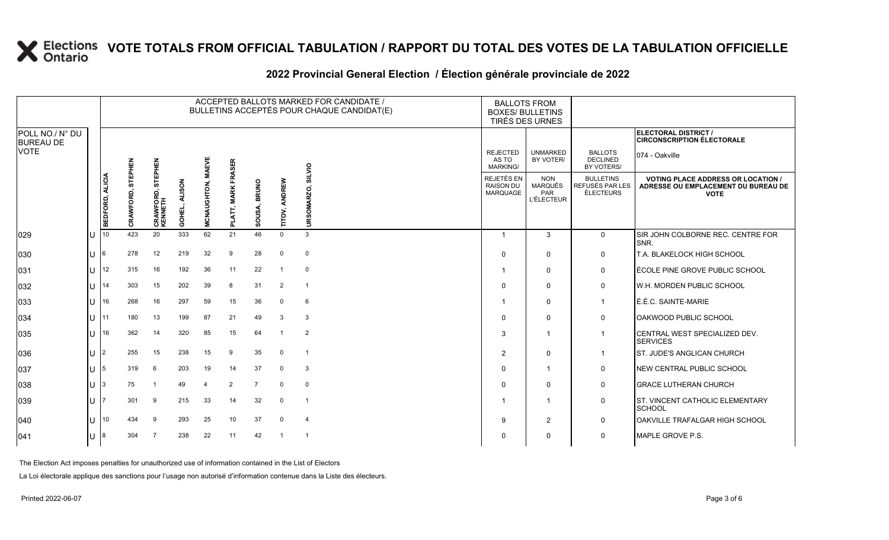# VOTE TOTALS FROM OFFICIAL TABULATION / RAPPORT DU TOTAL DES VOTES DE LA TABULATION OFFICIELLE

## 2022 Provincial General Election / Élection générale provinciale de 2022

**ELECTORAL DISTRICT / CIRCONSCRIPTION ÉLECTORALE:** 074 - Oakville

| POLL NO./ N° DU BUREAU DE VOTE | | BEDFORD, ALICIA | CRAWFORD, STEPHEN | CRAWFORD, STEPHEN KENNETH | GOHEL, ALISON | MCNAUGHTON, MAEVE | PLATT, MARK FRASER | SOUSA, BRUNO | TITOV, ANDREW | URSOMARZO, SILVIO | REJECTED AS TO MARKING/ REJETÉS EN RAISON DU MARQUAGE | UNMARKED BY VOTER/ NON MARQUÉS PAR L'ÉLECTEUR | BALLOTS DECLINED BY VOTERS/ BULLETINS REFUSÉS PAR LES ÉLECTEURS | VOTING PLACE ADDRESS OR LOCATION / ADRESSE OU EMPLACEMENT DU BUREAU DE VOTE |
|---|---|---|---|---|---|---|---|---|---|---|---|---|---|---|
| 029 | U | 10 | 423 | 20 | 333 | 62 | 21 | 46 | 0 | 3 | 1 | 3 | 0 | SIR JOHN COLBORNE REC. CENTRE FOR SNR. |
| 030 | U | 6 | 278 | 12 | 219 | 32 | 9 | 28 | 0 | 0 | 0 | 0 | 0 | T.A. BLAKELOCK HIGH SCHOOL |
| 031 | U | 12 | 315 | 16 | 192 | 36 | 11 | 22 | 1 | 0 | 1 | 0 | 0 | ÉCOLE PINE GROVE PUBLIC SCHOOL |
| 032 | U | 14 | 303 | 15 | 202 | 39 | 8 | 31 | 2 | 1 | 0 | 0 | 0 | W.H. MORDEN PUBLIC SCHOOL |
| 033 | U | 16 | 268 | 16 | 297 | 59 | 15 | 36 | 0 | 6 | 1 | 0 | 1 | É.É.C. SAINTE-MARIE |
| 034 | U | 11 | 180 | 13 | 199 | 87 | 21 | 49 | 3 | 3 | 0 | 0 | 0 | OAKWOOD PUBLIC SCHOOL |
| 035 | U | 16 | 362 | 14 | 320 | 85 | 15 | 64 | 1 | 2 | 3 | 1 | 1 | CENTRAL WEST SPECIALIZED DEV. SERVICES |
| 036 | U | 2 | 255 | 15 | 238 | 15 | 9 | 35 | 0 | 1 | 2 | 0 | 1 | ST. JUDE'S ANGLICAN CHURCH |
| 037 | U | 5 | 319 | 6 | 203 | 19 | 14 | 37 | 0 | 3 | 0 | 1 | 0 | NEW CENTRAL PUBLIC SCHOOL |
| 038 | U | 3 | 75 | 1 | 49 | 4 | 2 | 7 | 0 | 0 | 0 | 0 | 0 | GRACE LUTHERAN CHURCH |
| 039 | U | 7 | 301 | 9 | 215 | 33 | 14 | 32 | 0 | 1 | 1 | 1 | 0 | ST. VINCENT CATHOLIC ELEMENTARY SCHOOL |
| 040 | U | 10 | 434 | 9 | 293 | 25 | 10 | 37 | 0 | 4 | 9 | 2 | 0 | OAKVILLE TRAFALGAR HIGH SCHOOL |
| 041 | U | 8 | 304 | 7 | 238 | 22 | 11 | 42 | 1 | 1 | 0 | 0 | 0 | MAPLE GROVE P.S. |

The Election Act imposes penalties for unauthorized use of information contained in the List of Electors

La Loi électorale applique des sanctions pour l'usage non autorisé d'information contenue dans la Liste des électeurs.

Printed 2022-06-07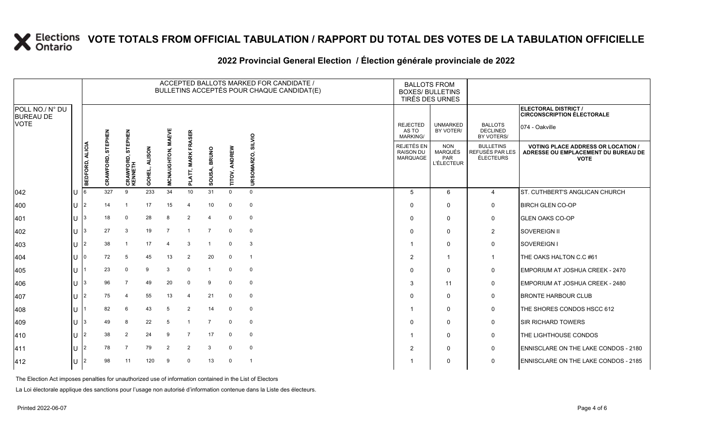# VOTE TOTALS FROM OFFICIAL TABULATION / RAPPORT DU TOTAL DES VOTES DE LA TABULATION OFFICIELLE

## 2022 Provincial General Election / Élection générale provinciale de 2022

ELECTORAL DISTRICT / CIRCONSCRIPTION ÉLECTORALE: 074 - Oakville

| POLL NO./ N° DU BUREAU DE VOTE | | ACCEPTED BALLOTS MARKED FOR CANDIDATE / BULLETINS ACCEPTÉS POUR CHAQUE CANDIDAT(E) | | | | | | | | | BALLOTS FROM BOXES/ BULLETINS TIRÉS DES URNES | | | |
|---|---|---|---|---|---|---|---|---|---|---|---|---|---|---|
| | | BEDFORD, ALICIA | CRAWFORD, STEPHEN | CRAWFORD, STEPHEN KENNETH | GOHEL, ALISON | MCNAUGHTON, MAEVE | PLATT, MARK FRASER | SOUSA, BRUNO | TITOV, ANDREW | URSOMARZO, SILVIO | REJECTED AS TO MARKING/ REJETÉS EN RAISON DU MARQUAGE | UNMARKED BY VOTER/ NON MARQUÉS PAR L'ÉLECTEUR | BALLOTS DECLINED BY VOTERS/ BULLETINS REFUSÉS PAR LES ÉLECTEURS | VOTING PLACE ADDRESS OR LOCATION / ADRESSE OU EMPLACEMENT DU BUREAU DE VOTE |
| 042 | U | 6 | 327 | 9 | 233 | 34 | 10 | 31 | 0 | 0 | 5 | 6 | 4 | ST. CUTHBERT'S ANGLICAN CHURCH |
| 400 | U | 2 | 14 | 1 | 17 | 15 | 4 | 10 | 0 | 0 | 0 | 0 | 0 | BIRCH GLEN CO-OP |
| 401 | U | 3 | 18 | 0 | 28 | 8 | 2 | 4 | 0 | 0 | 0 | 0 | 0 | GLEN OAKS CO-OP |
| 402 | U | 3 | 27 | 3 | 19 | 7 | 1 | 7 | 0 | 0 | 0 | 0 | 2 | SOVEREIGN II |
| 403 | U | 2 | 38 | 1 | 17 | 4 | 3 | 1 | 0 | 3 | 1 | 0 | 0 | SOVEREIGN I |
| 404 | U | 0 | 72 | 5 | 45 | 13 | 2 | 20 | 0 | 1 | 2 | 1 | 1 | THE OAKS HALTON C.C #61 |
| 405 | U | 1 | 23 | 0 | 9 | 3 | 0 | 1 | 0 | 0 | 0 | 0 | 0 | EMPORIUM AT JOSHUA CREEK - 2470 |
| 406 | U | 3 | 96 | 7 | 49 | 20 | 0 | 9 | 0 | 0 | 3 | 11 | 0 | EMPORIUM AT JOSHUA CREEK - 2480 |
| 407 | U | 2 | 75 | 4 | 55 | 13 | 4 | 21 | 0 | 0 | 0 | 0 | 0 | BRONTE HARBOUR CLUB |
| 408 | U | 1 | 82 | 6 | 43 | 5 | 2 | 14 | 0 | 0 | 1 | 0 | 0 | THE SHORES CONDOS HSCC 612 |
| 409 | U | 3 | 49 | 8 | 22 | 5 | 1 | 7 | 0 | 0 | 0 | 0 | 0 | SIR RICHARD TOWERS |
| 410 | U | 2 | 38 | 2 | 24 | 9 | 7 | 17 | 0 | 0 | 1 | 0 | 0 | THE LIGHTHOUSE CONDOS |
| 411 | U | 2 | 78 | 7 | 79 | 2 | 2 | 3 | 0 | 0 | 2 | 0 | 0 | ENNISCLARE ON THE LAKE CONDOS - 2180 |
| 412 | U | 2 | 98 | 11 | 120 | 9 | 0 | 13 | 0 | 1 | 1 | 0 | 0 | ENNISCLARE ON THE LAKE CONDOS - 2185 |

The Election Act imposes penalties for unauthorized use of information contained in the List of Electors

La Loi électorale applique des sanctions pour l'usage non autorisé d'information contenue dans la Liste des électeurs.

Printed 2022-06-07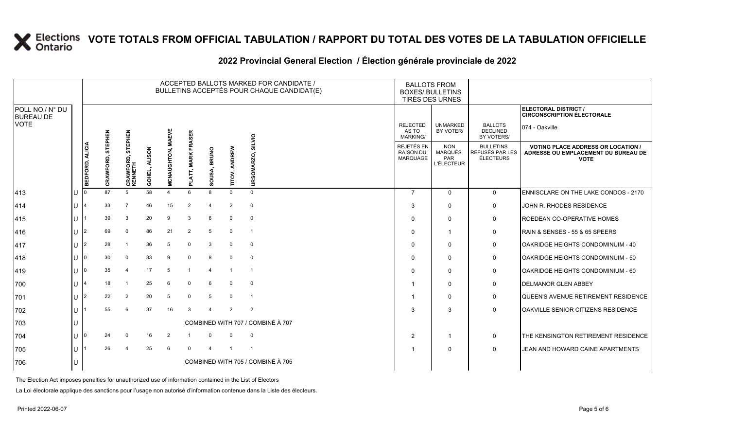# VOTE TOTALS FROM OFFICIAL TABULATION / RAPPORT DU TOTAL DES VOTES DE LA TABULATION OFFICIELLE

## 2022 Provincial General Election / Élection générale provinciale de 2022

ELECTORAL DISTRICT / CIRCONSCRIPTION ÉLECTORALE: 074 - Oakville

| POLL NO./ N° DU BUREAU DE VOTE | | BEDFORD, ALICIA | CRAWFORD, STEPHEN | CRAWFORD, STEPHEN KENNETH | GOHEL, ALISON | MCNAUGHTON, MAEVE | PLATT, MARK FRASER | SOUSA, BRUNO | TITOV, ANDREW | URSOMARZO, SILVIO | REJECTED AS TO MARKING/ REJETÉS EN RAISON DU MARQUAGE | UNMARKED BY VOTER/ NON MARQUÉS PAR L'ÉLECTEUR | BALLOTS DECLINED BY VOTERS/ BULLETINS REFUSÉS PAR LES ÉLECTEURS | VOTING PLACE ADDRESS OR LOCATION / ADRESSE OU EMPLACEMENT DU BUREAU DE VOTE |
|---|---|---|---|---|---|---|---|---|---|---|---|---|---|---|
| 413 | U | 0 | 87 | 5 | 58 | 4 | 6 | 8 | 0 | 0 | 7 | 0 | 0 | ENNISCLARE ON THE LAKE CONDOS - 2170 |
| 414 | U | 4 | 33 | 7 | 46 | 15 | 2 | 4 | 2 | 0 | 3 | 0 | 0 | JOHN R. RHODES RESIDENCE |
| 415 | U | 1 | 39 | 3 | 20 | 9 | 3 | 6 | 0 | 0 | 0 | 0 | 0 | ROEDEAN CO-OPERATIVE HOMES |
| 416 | U | 2 | 69 | 0 | 86 | 21 | 2 | 5 | 0 | 1 | 0 | 1 | 0 | RAIN & SENSES - 55 & 65 SPEERS |
| 417 | U | 2 | 28 | 1 | 36 | 5 | 0 | 3 | 0 | 0 | 0 | 0 | 0 | OAKRIDGE HEIGHTS CONDOMINUIM - 40 |
| 418 | U | 0 | 30 | 0 | 33 | 9 | 0 | 8 | 0 | 0 | 0 | 0 | 0 | OAKRIDGE HEIGHTS CONDOMINUIM - 50 |
| 419 | U | 0 | 35 | 4 | 17 | 5 | 1 | 4 | 1 | 1 | 0 | 0 | 0 | OAKRIDGE HEIGHTS CONDOMINIUM - 60 |
| 700 | U | 4 | 18 | 1 | 25 | 6 | 0 | 6 | 0 | 0 | 1 | 0 | 0 | DELMANOR GLEN ABBEY |
| 701 | U | 2 | 22 | 2 | 20 | 5 | 0 | 5 | 0 | 1 | 1 | 0 | 0 | QUEEN'S AVENUE RETIREMENT RESIDENCE |
| 702 | U | 1 | 55 | 6 | 37 | 16 | 3 | 4 | 2 | 2 | 3 | 3 | 0 | OAKVILLE SENIOR CITIZENS RESIDENCE |
| 703 | U | COMBINED WITH 707 / COMBINÉ À 707 | | | | | | | | | | | | |
| 704 | U | 0 | 24 | 0 | 16 | 2 | 1 | 0 | 0 | 0 | 2 | 1 | 0 | THE KENSINGTON RETIREMENT RESIDENCE |
| 705 | U | 1 | 26 | 4 | 25 | 6 | 0 | 4 | 1 | 1 | 1 | 0 | 0 | JEAN AND HOWARD CAINE APARTMENTS |
| 706 | U | COMBINED WITH 705 / COMBINÉ À 705 | | | | | | | | | | | | |

The Election Act imposes penalties for unauthorized use of information contained in the List of Electors

La Loi électorale applique des sanctions pour l'usage non autorisé d'information contenue dans la Liste des électeurs.

Printed 2022-06-07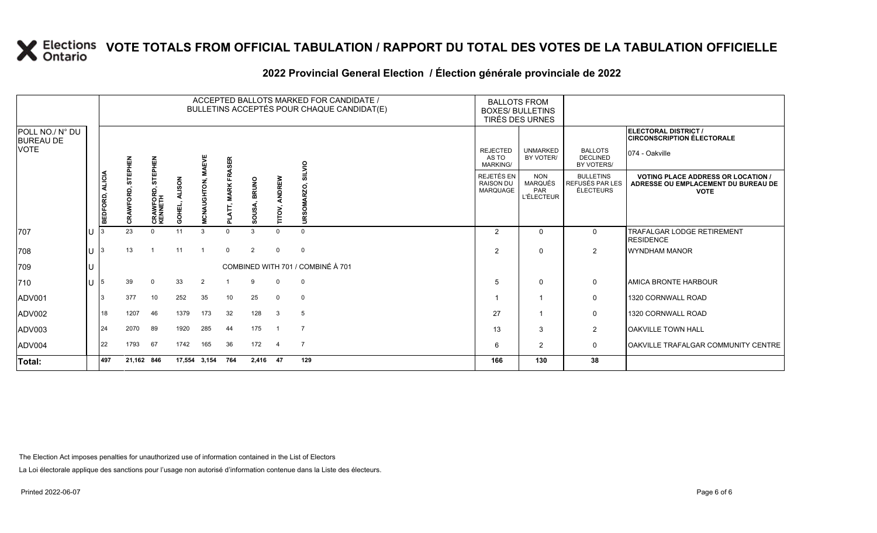# VOTE TOTALS FROM OFFICIAL TABULATION / RAPPORT DU TOTAL DES VOTES DE LA TABULATION OFFICIELLE

## 2022 Provincial General Election / Élection générale provinciale de 2022

ELECTORAL DISTRICT / CIRCONSCRIPTION ÉLECTORALE: 074 - Oakville

| POLL NO./ N° DU BUREAU DE VOTE | | ACCEPTED BALLOTS MARKED FOR CANDIDATE / BULLETINS ACCEPTÉS POUR CHAQUE CANDIDAT(E) | | | | | | | | | BALLOTS FROM BOXES/ BULLETINS TIRÉS DES URNES | | | |
|---|---|---|---|---|---|---|---|---|---|---|---|---|---|---|
| | | BEDFORD, ALICIA | CRAWFORD, STEPHEN | CRAWFORD, STEPHEN KENNETH | GOHEL, ALISON | MCNAUGHTON, MAEVE | PLATT, MARK FRASER | SOUSA, BRUNO | TITOV, ANDREW | URSOMARZO, SILVIO | REJECTED AS TO MARKING/ REJETÉS EN RAISON DU MARQUAGE | UNMARKED BY VOTER/ NON MARQUÉS PAR L'ÉLECTEUR | BALLOTS DECLINED BY VOTERS/ BULLETINS REFUSÉS PAR LES ÉLECTEURS | VOTING PLACE ADDRESS OR LOCATION / ADRESSE OU EMPLACEMENT DU BUREAU DE VOTE |
| 707 | U | 3 | 23 | 0 | 11 | 3 | 0 | 3 | 0 | 0 | 2 | 0 | 0 | TRAFALGAR LODGE RETIREMENT RESIDENCE |
| 708 | U | 3 | 13 | 1 | 11 | 1 | 0 | 2 | 0 | 0 | 2 | 0 | 2 | WYNDHAM MANOR |
| 709 | U | COMBINED WITH 701 / COMBINÉ À 701 | | | | | | | | | | | | |
| 710 | U | 5 | 39 | 0 | 33 | 2 | 1 | 9 | 0 | 0 | 5 | 0 | 0 | AMICA BRONTE HARBOUR |
| ADV001 | | 3 | 377 | 10 | 252 | 35 | 10 | 25 | 0 | 0 | 1 | 1 | 0 | 1320 CORNWALL ROAD |
| ADV002 | | 18 | 1207 | 46 | 1379 | 173 | 32 | 128 | 3 | 5 | 27 | 1 | 0 | 1320 CORNWALL ROAD |
| ADV003 | | 24 | 2070 | 89 | 1920 | 285 | 44 | 175 | 1 | 7 | 13 | 3 | 2 | OAKVILLE TOWN HALL |
| ADV004 | | 22 | 1793 | 67 | 1742 | 165 | 36 | 172 | 4 | 7 | 6 | 2 | 0 | OAKVILLE TRAFALGAR COMMUNITY CENTRE |
| **Total:** | | **497** | **21,162** | **846** | **17,554** | **3,154** | **764** | **2,416** | **47** | **129** | **166** | **130** | **38** | |

The Election Act imposes penalties for unauthorized use of information contained in the List of Electors

La Loi électorale applique des sanctions pour l'usage non autorisé d'information contenue dans la Liste des électeurs.

Printed 2022-06-07